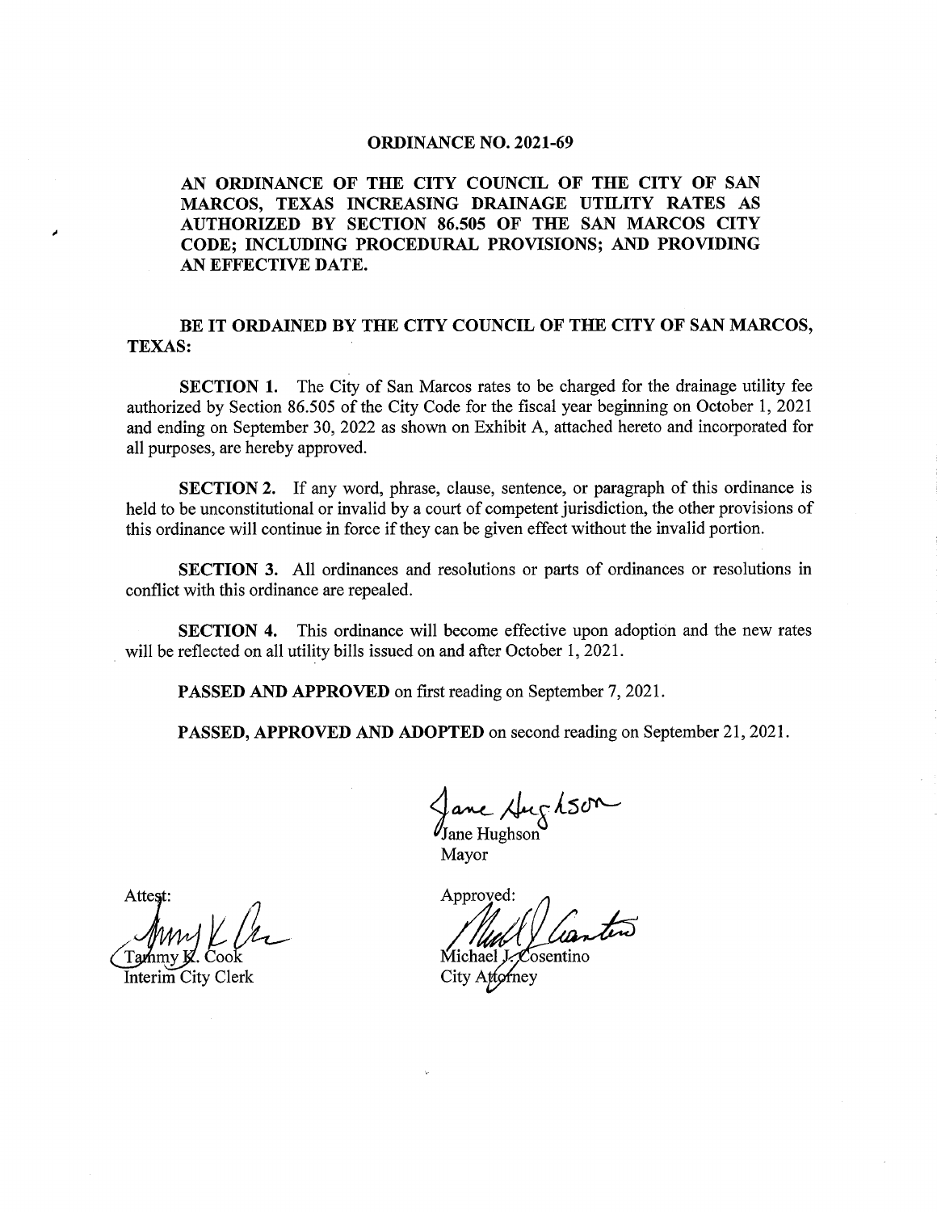# ORDINANCE NO. 2021-69

**AN ORDINANCE OF THE CITY COUNCIL OF THE CITY OF SAN MARCOS, TEXAS INCREASING DRAINAGE UTILITY RATES AS AUTHORIZED BY SECTION 86.505 OF THE SAN MARCOS CITY CODE; INCLUDING PROCEDURAL PROVISIONS; AND PROVIDING AN EFFECTIVE DATE.**

**BE IT ORDAINED BY THE CITY COUNCIL OF THE CITY OF SAN MARCOS, TEXAS:**

**SECTION 1.** The City of San Marcos rates to be charged for the drainage utility fee authorized by Section 86.505 of the City Code for the fiscal year beginning on October 1, 2021 and ending on September 30, 2022 as shown on Exhibit A, attached hereto and incorporated for all purposes, are hereby approved.

**SECTION 2.** If any word, phrase, clause, sentence, or paragraph of this ordinance is held to be unconstitutional or invalid by a court of competent jurisdiction, the other provisions of this ordinance will continue in force if they can be given effect without the invalid portion.

**SECTION 3.** All ordinances and resolutions or parts of ordinances or resolutions in conflict with this ordinance are repealed.

**SECTION 4.** This ordinance will become effective upon adoption and the new rates will be reflected on all utility bills issued on and after October 1, 2021.

**PASSED AND APPROVED** on first reading on September 7, 2021.

**PASSED, APPROVED AND ADOPTED** on second reading on September 21, 2021.

Jane Hughson
Mayor

Attest:

Tammy K. Cook
Interim City Clerk

Approved:

Michael J. Cosentino
City Attorney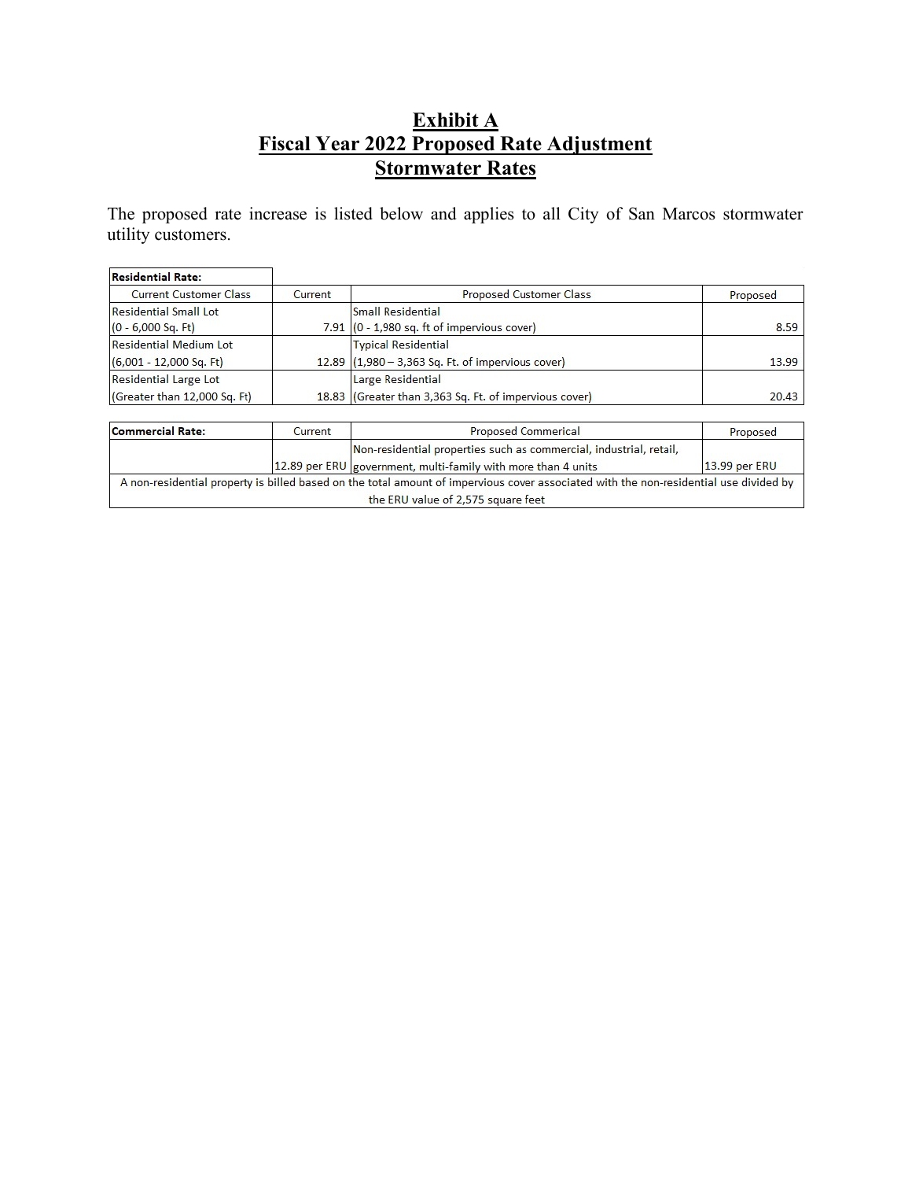# Exhibit A

# Fiscal Year 2022 Proposed Rate Adjustment

# Stormwater Rates

The proposed rate increase is listed below and applies to all City of San Marcos stormwater utility customers.

| Residential Rate: | | | |
|---|---|---|---|
| Current Customer Class | Current | Proposed Customer Class | Proposed |
| Residential Small Lot (0 - 6,000 Sq. Ft) | 7.91 | Small Residential (0 - 1,980 sq. ft of impervious cover) | 8.59 |
| Residential Medium Lot (6,001 - 12,000 Sq. Ft) | 12.89 | Typical Residential (1,980 – 3,363 Sq. Ft. of impervious cover) | 13.99 |
| Residential Large Lot (Greater than 12,000 Sq. Ft) | 18.83 | Large Residential (Greater than 3,363 Sq. Ft. of impervious cover) | 20.43 |

| Commercial Rate: | Current | Proposed Commerical | Proposed |
|---|---|---|---|
| | 12.89 per ERU | Non-residential properties such as commercial, industrial, retail, government, multi-family with more than 4 units | 13.99 per ERU |
| A non-residential property is billed based on the total amount of impervious cover associated with the non-residential use divided by the ERU value of 2,575 square feet | | | |